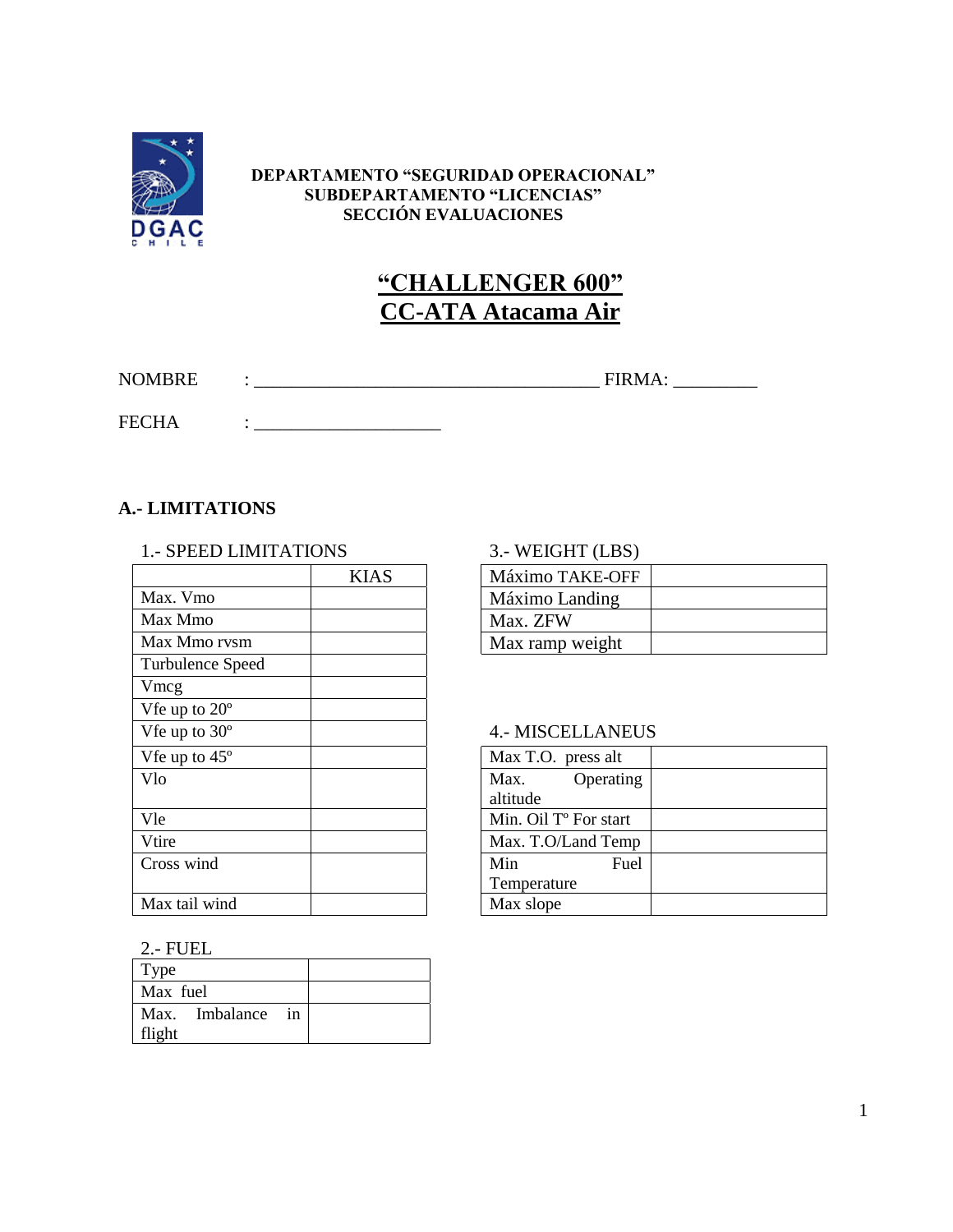**DEPARTAMENTO “SEGURIDAD OPERACIONAL”**
**SUBDEPARTAMENTO “LICENCIAS”**
**SECCIÓN EVALUACIONES**

# “CHALLENGER 600”
# CC-ATA Atacama Air

NOMBRE : ______________________________________ FIRMA: _________

FECHA : ____________________

## A.- LIMITATIONS

### 1.- SPEED LIMITATIONS

| | KIAS |
|---|---|
| Max. Vmo | |
| Max Mmo | |
| Max Mmo rvsm | |
| Turbulence Speed | |
| Vmcg | |
| Vfe up to 20º | |
| Vfe up to 30º | |
| Vfe up to 45º | |
| Vlo | |
| Vle | |
| Vtire | |
| Cross wind | |
| Max tail wind | |

### 2.- FUEL

| | |
|---|---|
| Type | |
| Max fuel | |
| Max. Imbalance in flight | |

### 3.- WEIGHT (LBS)

| | |
|---|---|
| Máximo TAKE-OFF | |
| Máximo Landing | |
| Max. ZFW | |
| Max ramp weight | |

### 4.- MISCELLANEUS

| | |
|---|---|
| Max T.O. press alt | |
| Max. Operating altitude | |
| Min. Oil Tº For start | |
| Max. T.O/Land Temp | |
| Min Fuel Temperature | |
| Max slope | |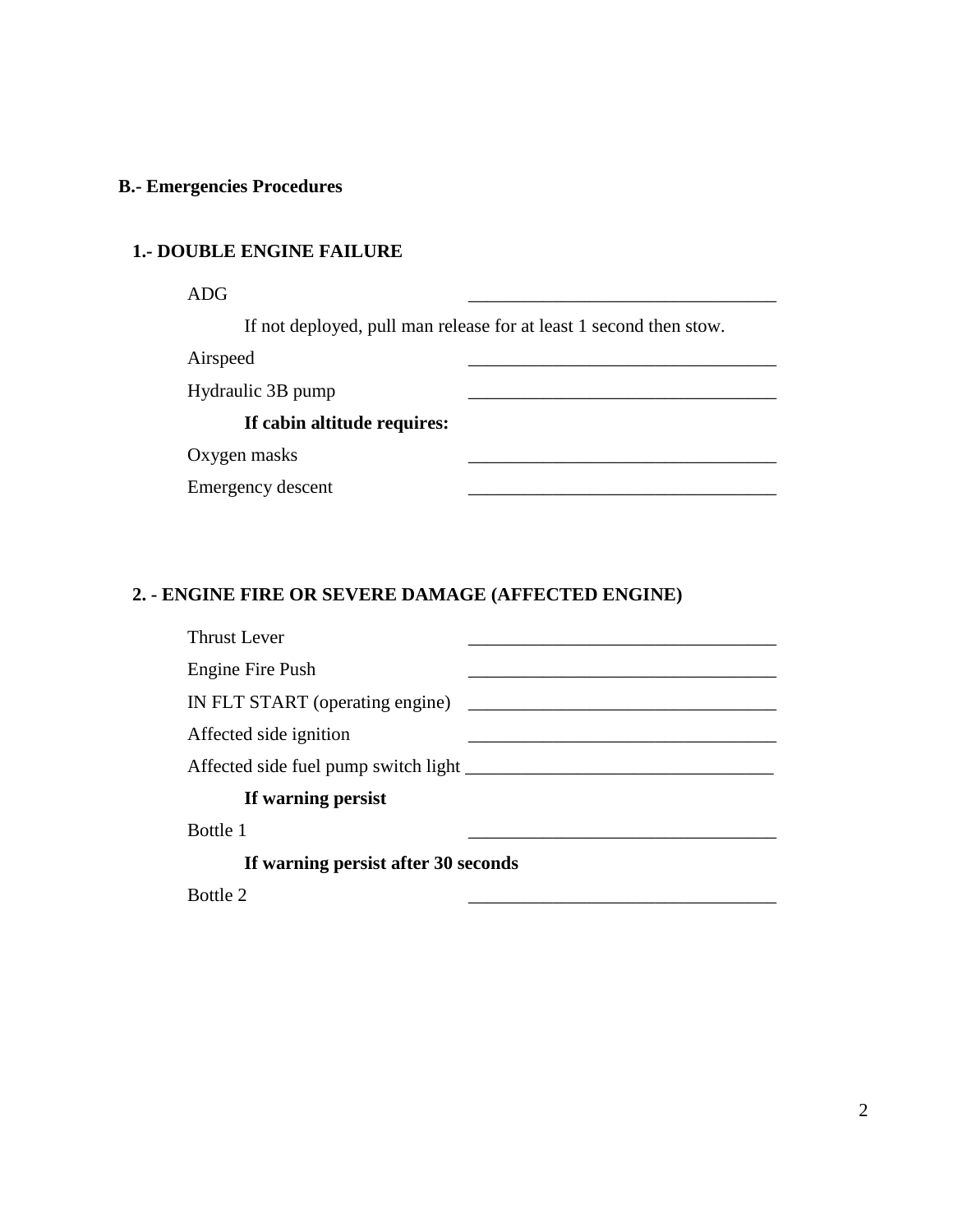**B.- Emergencies Procedures**

**1.- DOUBLE ENGINE FAILURE**

ADG ________________________________

If not deployed, pull man release for at least 1 second then stow.

Airspeed ________________________________

Hydraulic 3B pump ________________________________

**If cabin altitude requires:**

Oxygen masks ________________________________

Emergency descent ________________________________

**2. - ENGINE FIRE OR SEVERE DAMAGE (AFFECTED ENGINE)**

Thrust Lever ________________________________

Engine Fire Push ________________________________

IN FLT START (operating engine) ________________________________

Affected side ignition ________________________________

Affected side fuel pump switch light ________________________________

**If warning persist**

Bottle 1 ________________________________

**If warning persist after 30 seconds**

Bottle 2 ________________________________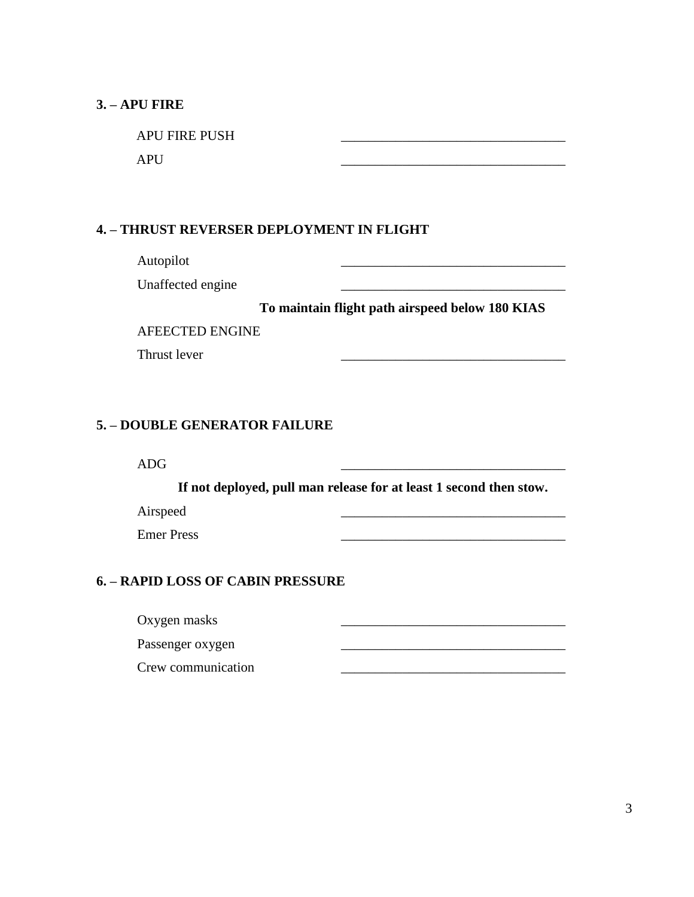**3. – APU FIRE**

APU FIRE PUSH ________________________________

APU ________________________________

**4. – THRUST REVERSER DEPLOYMENT IN FLIGHT**

Autopilot ________________________________

Unaffected engine ________________________________

**To maintain flight path airspeed below 180 KIAS**

AFEECTED ENGINE

Thrust lever ________________________________

**5. – DOUBLE GENERATOR FAILURE**

ADG ________________________________

**If not deployed, pull man release for at least 1 second then stow.**

Airspeed ________________________________

Emer Press ________________________________

**6. – RAPID LOSS OF CABIN PRESSURE**

Oxygen masks ________________________________

Passenger oxygen ________________________________

Crew communication ________________________________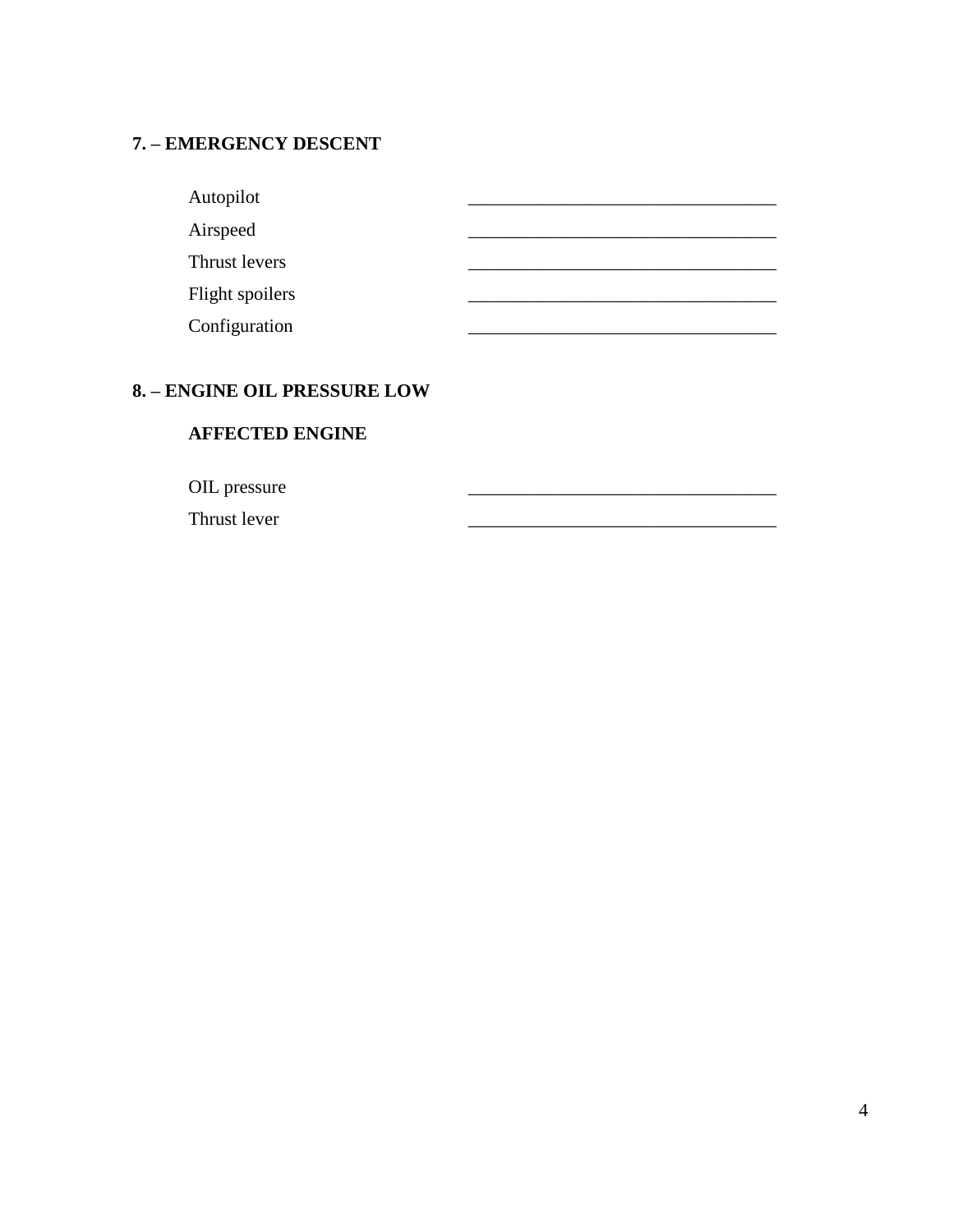## 7. – EMERGENCY DESCENT

| | |
|---|---|
| Autopilot | _________________________________ |
| Airspeed | _________________________________ |
| Thrust levers | _________________________________ |
| Flight spoilers | _________________________________ |
| Configuration | _________________________________ |

## 8. – ENGINE OIL PRESSURE LOW

**AFFECTED ENGINE**

| | |
|---|---|
| OIL pressure | _________________________________ |
| Thrust lever | _________________________________ |